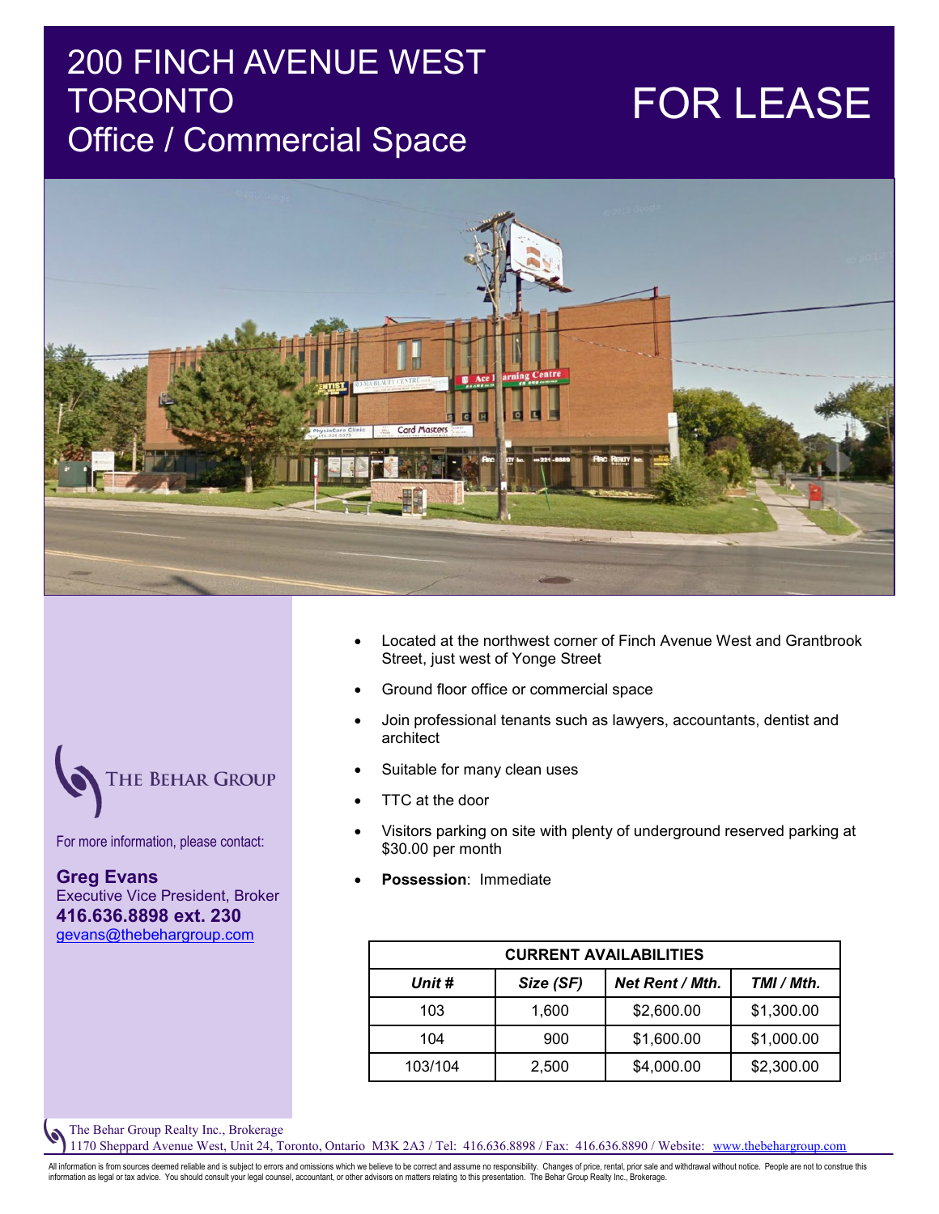# 200 FINCH AVENUE WEST TORONTO
## Office / Commercial Space

# FOR LEASE

THE BEHAR GROUP

For more information, please contact:

**Greg Evans**
Executive Vice President, Broker
**416.636.8898 ext. 230**
gevans@thebehargroup.com

- Located at the northwest corner of Finch Avenue West and Grantbrook Street, just west of Yonge Street
- Ground floor office or commercial space
- Join professional tenants such as lawyers, accountants, dentist and architect
- Suitable for many clean uses
- TTC at the door
- Visitors parking on site with plenty of underground reserved parking at $30.00 per month
- **Possession**: Immediate

| CURRENT AVAILABILITIES | | | |
|---|---|---|---|
| ***Unit #*** | ***Size (SF)*** | ***Net Rent / Mth.*** | ***TMI / Mth.*** |
| 103 | 1,600 | $2,600.00 | $1,300.00 |
| 104 | 900 | $1,600.00 | $1,000.00 |
| 103/104 | 2,500 | $4,000.00 | $2,300.00 |

The Behar Group Realty Inc., Brokerage
1170 Sheppard Avenue West, Unit 24, Toronto, Ontario M3K 2A3 / Tel: 416.636.8898 / Fax: 416.636.8890 / Website: www.thebehargroup.com

All information is from sources deemed reliable and is subject to errors and omissions which we believe to be correct and assume no responsibility. Changes of price, rental, prior sale and withdrawal without notice. People are not to construe this information as legal or tax advice. You should consult your legal counsel, accountant, or other advisors on matters relating to this presentation. The Behar Group Realty Inc., Brokerage.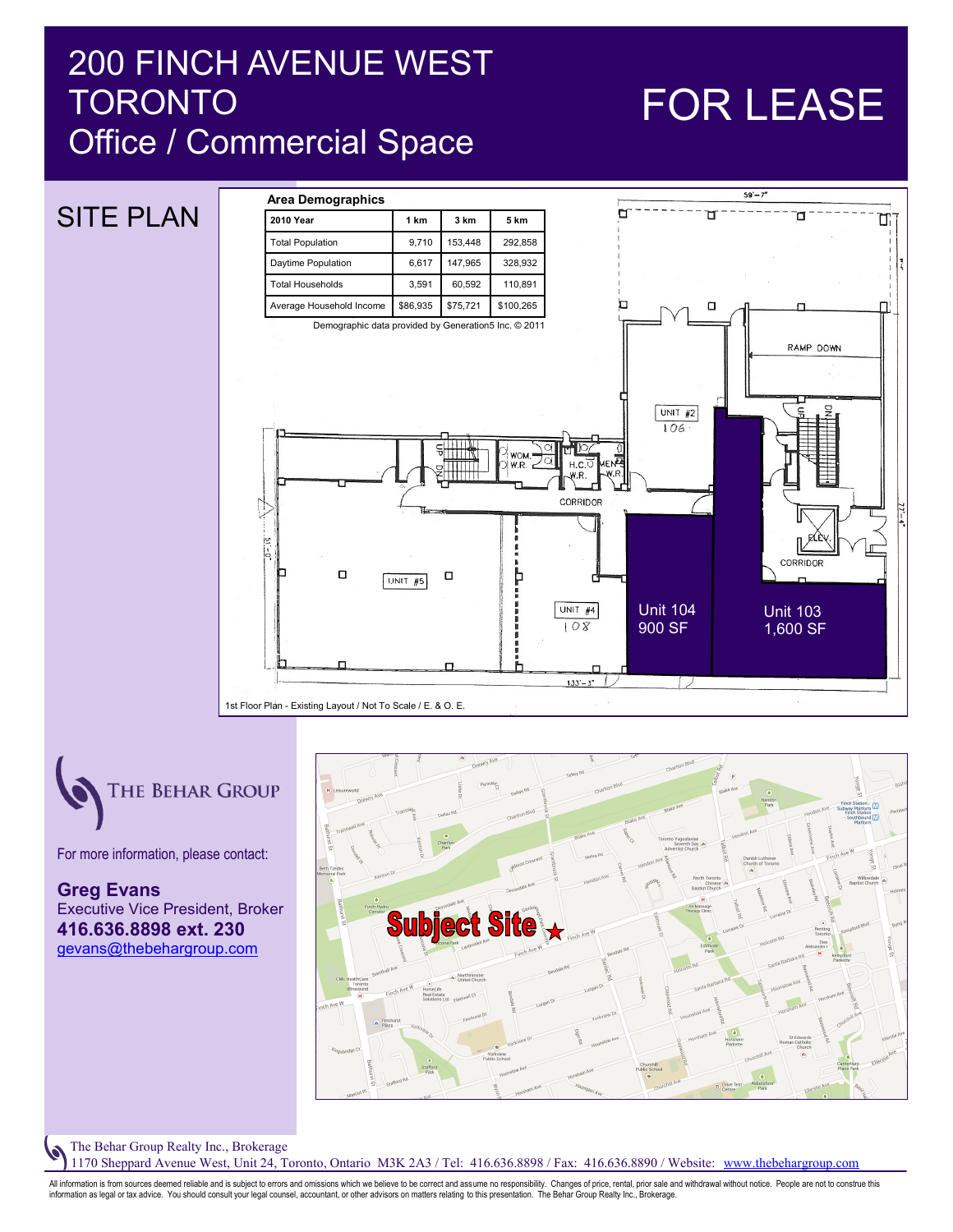# 200 FINCH AVENUE WEST TORONTO Office / Commercial Space

# FOR LEASE

## SITE PLAN

**Area Demographics**

| 2010 Year | 1 km | 3 km | 5 km |
|---|---|---|---|
| Total Population | 9,710 | 153,448 | 292,858 |
| Daytime Population | 6,617 | 147,965 | 328,932 |
| Total Households | 3,591 | 60,592 | 110,891 |
| Average Household Income | $86,935 | $75,721 | $100,265 |

Demographic data provided by Generation5 Inc. © 2011

59' – 7"

RAMP DOWN

UNIT #2 106

UP DN

WOM. W.R.

H.C. W.R.

MEN W.R.

CORRIDOR

ELEV.

CORRIDOR

77' – 4"

51' – 0"

UNIT #5

UNIT #4 108

Unit 104
900 SF

Unit 103
1,600 SF

133' – 3"

1st Floor Plan - Existing Layout / Not To Scale / E. & O. E.

THE BEHAR GROUP

For more information, please contact:

**Greg Evans**
Executive Vice President, Broker
**416.636.8898 ext. 230**
gevans@thebehargroup.com

Subject Site

The Behar Group Realty Inc., Brokerage
1170 Sheppard Avenue West, Unit 24, Toronto, Ontario M3K 2A3 / Tel: 416.636.8898 / Fax: 416.636.8890 / Website: www.thebehargroup.com

All information is from sources deemed reliable and is subject to errors and omissions which we believe to be correct and assume no responsibility. Changes of price, rental, prior sale and withdrawal without notice. People are not to construe this information as legal or tax advice. You should consult your legal counsel, accountant, or other advisors on matters relating to this presentation. The Behar Group Realty Inc., Brokerage.